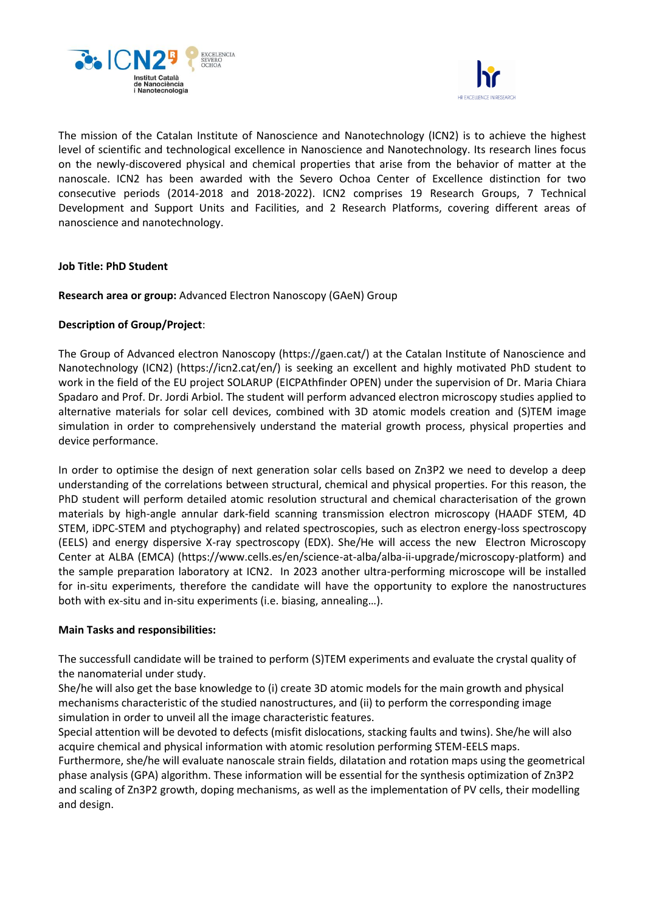The mission of the Catalan Institute of Nanoscience and Nanotechnology (ICN2) is to achieve the highest level of scientific and technological excellence in Nanoscience and Nanotechnology. Its research lines focus on the newly-discovered physical and chemical properties that arise from the behavior of matter at the nanoscale. ICN2 has been awarded with the Severo Ochoa Center of Excellence distinction for two consecutive periods (2014-2018 and 2018-2022). ICN2 comprises 19 Research Groups, 7 Technical Development and Support Units and Facilities, and 2 Research Platforms, covering different areas of nanoscience and nanotechnology.

**Job Title: PhD Student**

**Research area or group:** Advanced Electron Nanoscopy (GAeN) Group

**Description of Group/Project**:

The Group of Advanced electron Nanoscopy (https://gaen.cat/) at the Catalan Institute of Nanoscience and Nanotechnology (ICN2) (https://icn2.cat/en/) is seeking an excellent and highly motivated PhD student to work in the field of the EU project SOLARUP (EICPAthfinder OPEN) under the supervision of Dr. Maria Chiara Spadaro and Prof. Dr. Jordi Arbiol. The student will perform advanced electron microscopy studies applied to alternative materials for solar cell devices, combined with 3D atomic models creation and (S)TEM image simulation in order to comprehensively understand the material growth process, physical properties and device performance.

In order to optimise the design of next generation solar cells based on $Zn_3P_2$ we need to develop a deep understanding of the correlations between structural, chemical and physical properties. For this reason, the PhD student will perform detailed atomic resolution structural and chemical characterisation of the grown materials by high-angle annular dark-field scanning transmission electron microscopy (HAADF STEM, 4D STEM, iDPC-STEM and ptychography) and related spectroscopies, such as electron energy-loss spectroscopy (EELS) and energy dispersive X-ray spectroscopy (EDX). She/He will access the new Electron Microscopy Center at ALBA (EMCA) (https://www.cells.es/en/science-at-alba/alba-ii-upgrade/microscopy-platform) and the sample preparation laboratory at ICN2. In 2023 another ultra-performing microscope will be installed for in-situ experiments, therefore the candidate will have the opportunity to explore the nanostructures both with ex-situ and in-situ experiments (i.e. biasing, annealing…).

**Main Tasks and responsibilities:**

The successfull candidate will be trained to perform (S)TEM experiments and evaluate the crystal quality of the nanomaterial under study.
She/he will also get the base knowledge to (i) create 3D atomic models for the main growth and physical mechanisms characteristic of the studied nanostructures, and (ii) to perform the corresponding image simulation in order to unveil all the image characteristic features.
Special attention will be devoted to defects (misfit dislocations, stacking faults and twins). She/he will also acquire chemical and physical information with atomic resolution performing STEM-EELS maps.
Furthermore, she/he will evaluate nanoscale strain fields, dilatation and rotation maps using the geometrical phase analysis (GPA) algorithm. These information will be essential for the synthesis optimization of $Zn_3P_2$ and scaling of $Zn_3P_2$ growth, doping mechanisms, as well as the implementation of PV cells, their modelling and design.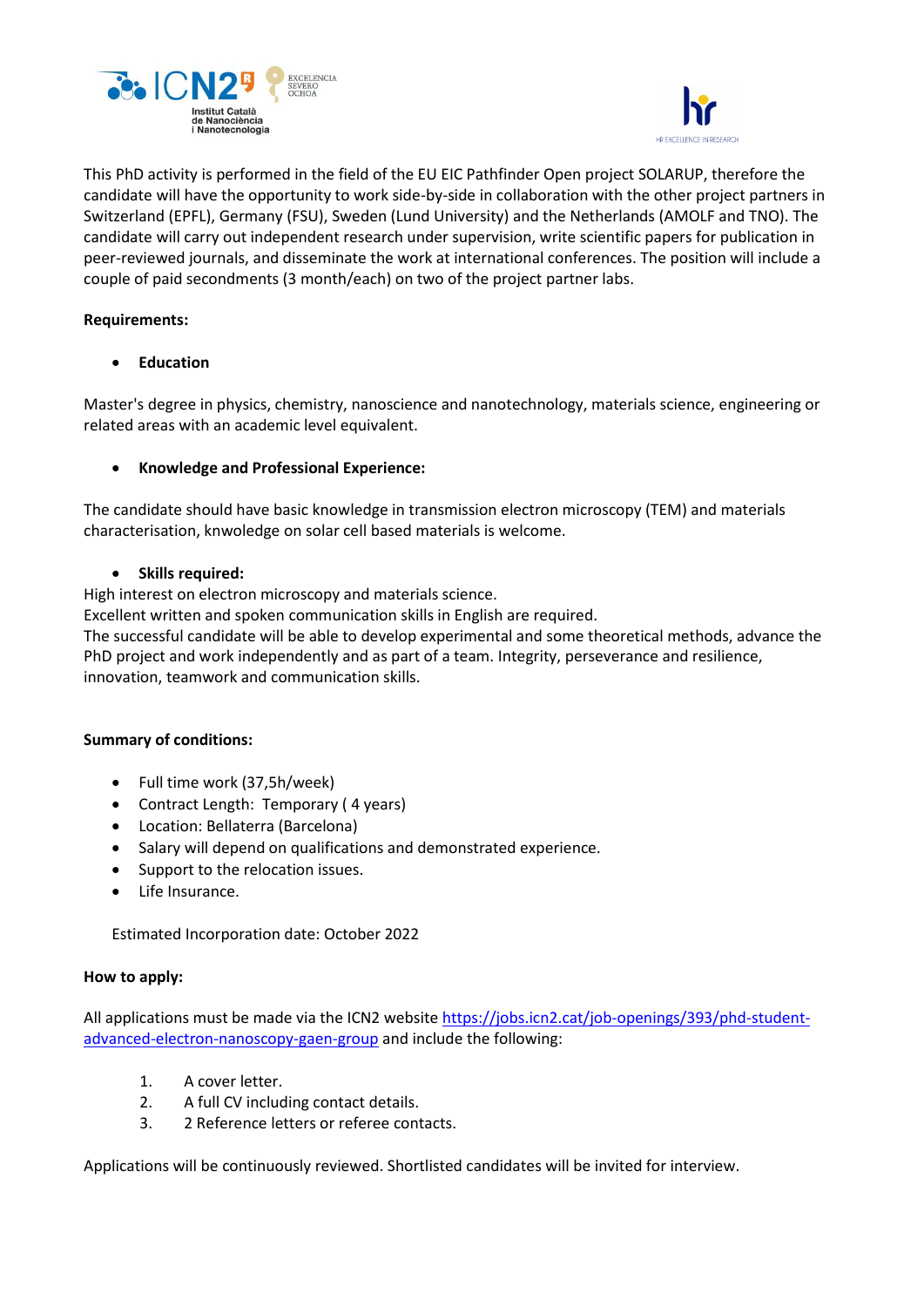This PhD activity is performed in the field of the EU EIC Pathfinder Open project SOLARUP, therefore the candidate will have the opportunity to work side-by-side in collaboration with the other project partners in Switzerland (EPFL), Germany (FSU), Sweden (Lund University) and the Netherlands (AMOLF and TNO). The candidate will carry out independent research under supervision, write scientific papers for publication in peer-reviewed journals, and disseminate the work at international conferences. The position will include a couple of paid secondments (3 month/each) on two of the project partner labs.

**Requirements:**

- **Education**

Master's degree in physics, chemistry, nanoscience and nanotechnology, materials science, engineering or related areas with an academic level equivalent.

- **Knowledge and Professional Experience:**

The candidate should have basic knowledge in transmission electron microscopy (TEM) and materials characterisation, knwoledge on solar cell based materials is welcome.

- **Skills required:**

High interest on electron microscopy and materials science.
Excellent written and spoken communication skills in English are required.
The successful candidate will be able to develop experimental and some theoretical methods, advance the PhD project and work independently and as part of a team. Integrity, perseverance and resilience, innovation, teamwork and communication skills.

**Summary of conditions:**

- Full time work (37,5h/week)
- Contract Length: Temporary ( 4 years)
- Location: Bellaterra (Barcelona)
- Salary will depend on qualifications and demonstrated experience.
- Support to the relocation issues.
- Life Insurance.

Estimated Incorporation date: October 2022

**How to apply:**

All applications must be made via the ICN2 website [https://jobs.icn2.cat/job-openings/393/phd-student-advanced-electron-nanoscopy-gaen-group](https://jobs.icn2.cat/job-openings/393/phd-student-advanced-electron-nanoscopy-gaen-group) and include the following:

1. A cover letter.
2. A full CV including contact details.
3. 2 Reference letters or referee contacts.

Applications will be continuously reviewed. Shortlisted candidates will be invited for interview.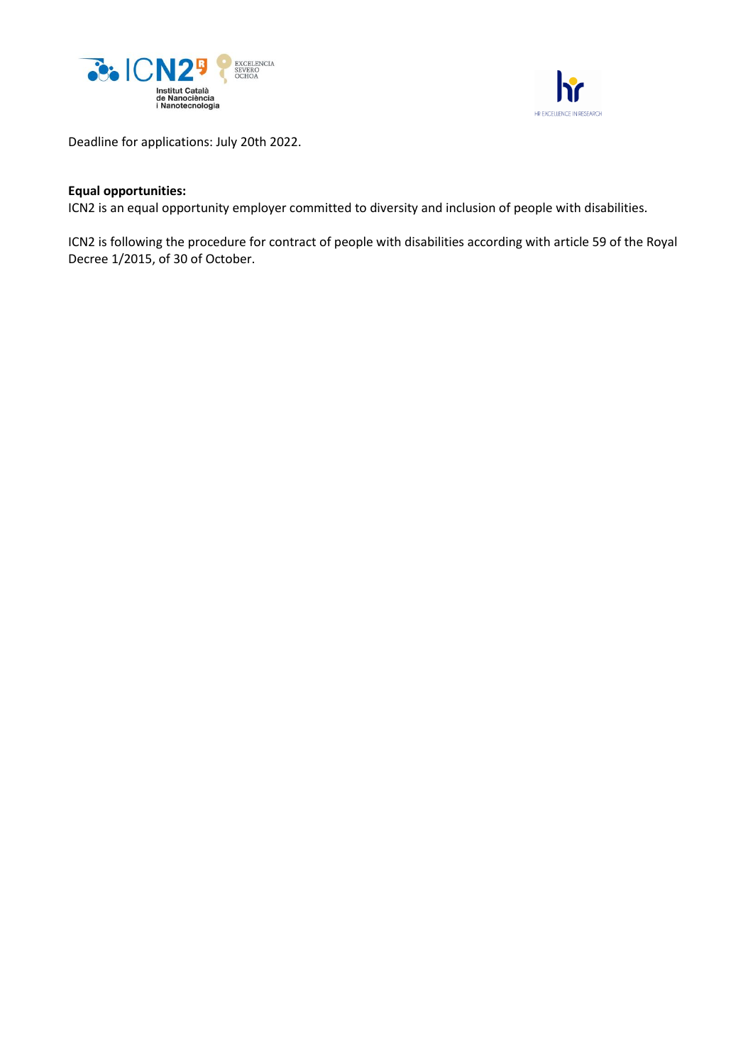Deadline for applications: July 20th 2022.

**Equal opportunities:**
ICN2 is an equal opportunity employer committed to diversity and inclusion of people with disabilities.

ICN2 is following the procedure for contract of people with disabilities according with article 59 of the Royal Decree 1/2015, of 30 of October.